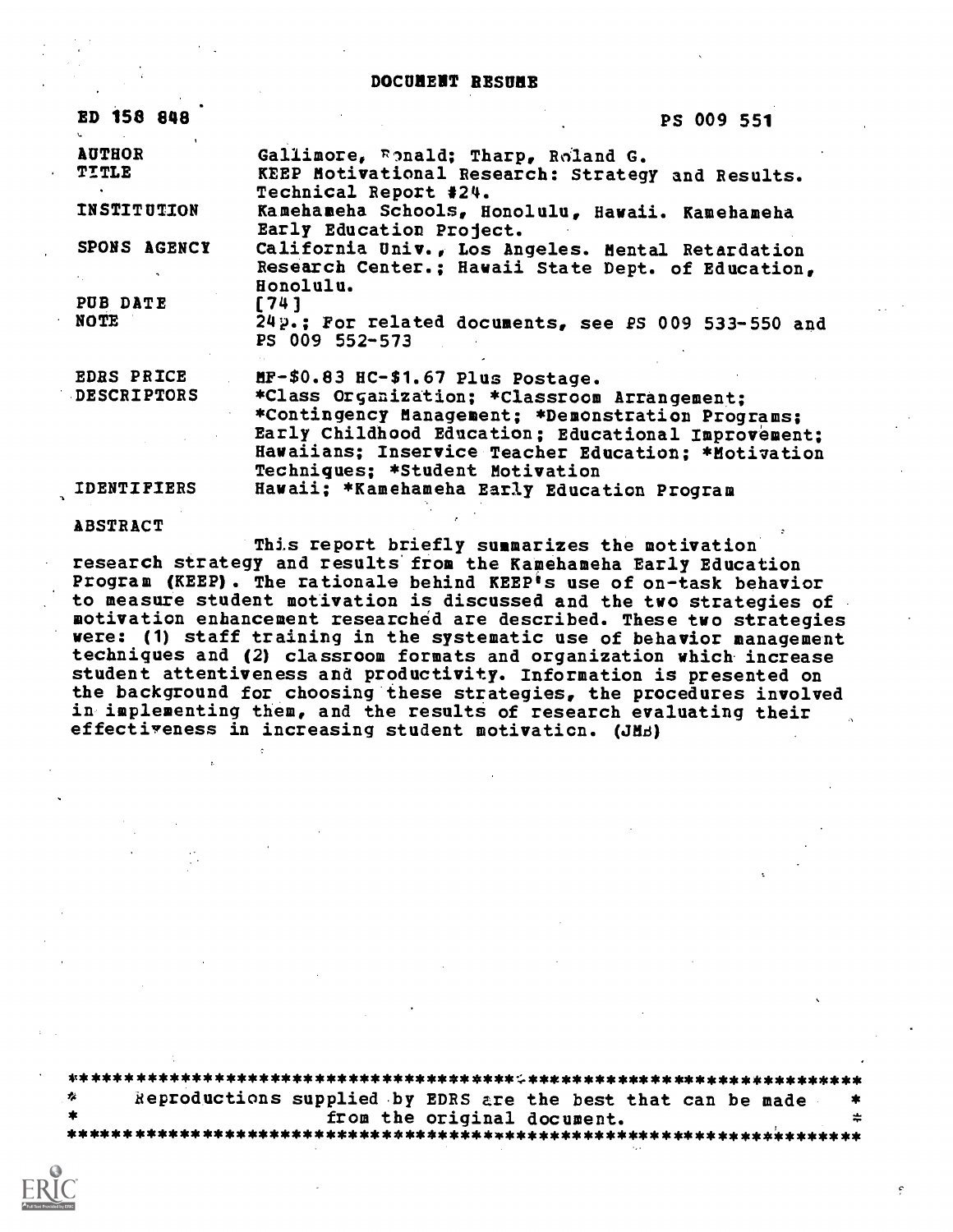# DOCUMENT RESUME

| | | |
|---|---|---|
| ED 158 848 | | PS 009 551 |
| AUTHOR | Gallimore, Ronald; Tharp, Roland G. | |
| TITLE | KEEP Motivational Research: Strategy and Results. Technical Report #24. | |
| INSTITUTION | Kamehameha Schools, Honolulu, Hawaii. Kamehameha Early Education Project. | |
| SPONS AGENCY | California Univ., Los Angeles. Mental Retardation Research Center.; Hawaii State Dept. of Education, Honolulu. | |
| PUB DATE | [74] | |
| NOTE | 24p.; For related documents, see PS 009 533-550 and PS 009 552-573 | |
| EDRS PRICE | MF-$0.83 HC-$1.67 Plus Postage. | |
| DESCRIPTORS | *Class Organization; *Classroom Arrangement; *Contingency Management; *Demonstration Programs; Early Childhood Education; Educational Improvement; Hawaiians; Inservice Teacher Education; *Motivation Techniques; *Student Motivation | |
| IDENTIFIERS | Hawaii; *Kamehameha Early Education Program | |

## ABSTRACT

This report briefly summarizes the motivation research strategy and results from the Kamehameha Early Education Program (KEEP). The rationale behind KEEP's use of on-task behavior to measure student motivation is discussed and the two strategies of motivation enhancement researched are described. These two strategies were: (1) staff training in the systematic use of behavior management techniques and (2) classroom formats and organization which increase student attentiveness and productivity. Information is presented on the background for choosing these strategies, the procedures involved in implementing them, and the results of research evaluating their effectiveness in increasing student motivation. (JMB)

***********************************************************************
* Reproductions supplied by EDRS are the best that can be made *
* from the original document. *
***********************************************************************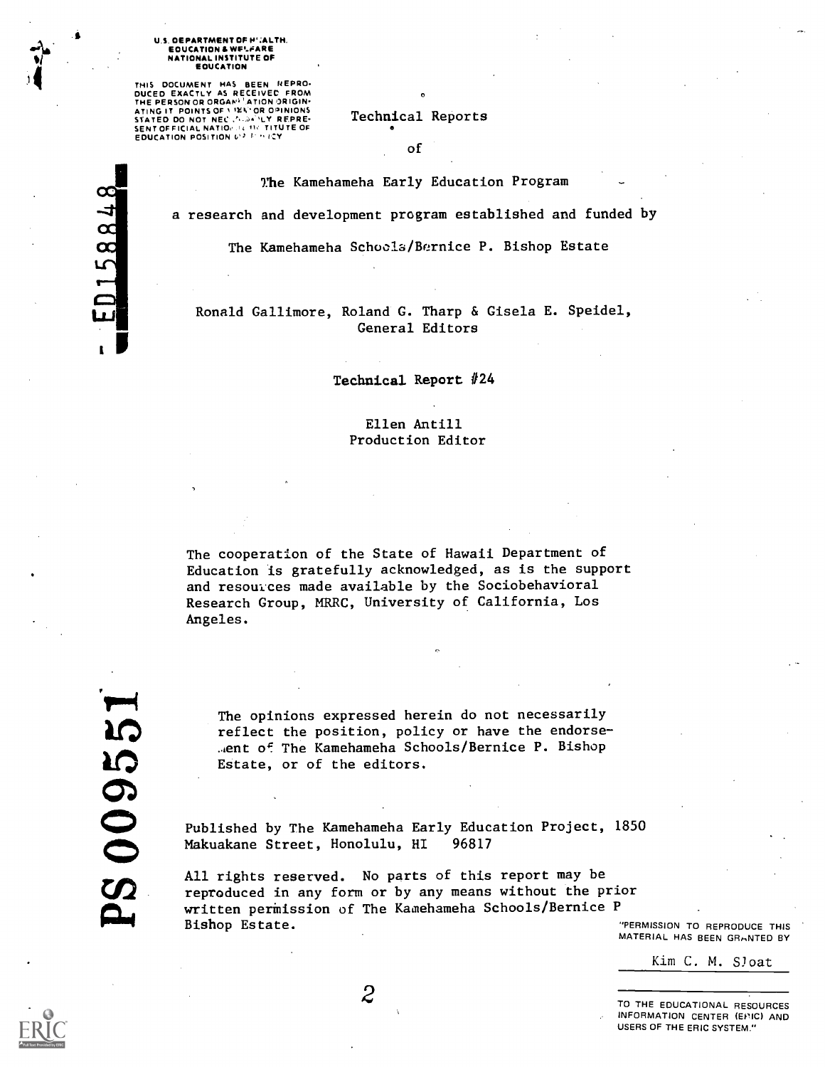U.S. DEPARTMENT OF HEALTH, EDUCATION & WELFARE
NATIONAL INSTITUTE OF EDUCATION

THIS DOCUMENT HAS BEEN REPRODUCED EXACTLY AS RECEIVED FROM THE PERSON OR ORGANIZATION ORIGINATING IT. POINTS OF VIEW OR OPINIONS STATED DO NOT NECESSARILY REPRESENT OFFICIAL NATIONAL INSTITUTE OF EDUCATION POSITION OR POLICY

ED158848

# Technical Reports

of

## The Kamehameha Early Education Program

a research and development program established and funded by

The Kamehameha Schools/Bernice P. Bishop Estate

Ronald Gallimore, Roland G. Tharp & Gisela E. Speidel,
General Editors

### Technical Report #24

Ellen Antill
Production Editor

The cooperation of the State of Hawaii Department of Education is gratefully acknowledged, as is the support and resources made available by the Sociobehavioral Research Group, MRRC, University of California, Los Angeles.

PS009551

The opinions expressed herein do not necessarily reflect the position, policy or have the endorsement of The Kamehameha Schools/Bernice P. Bishop Estate, or of the editors.

Published by The Kamehameha Early Education Project, 1850 Makuakane Street, Honolulu, HI 96817

All rights reserved. No parts of this report may be reproduced in any form or by any means without the prior written permission of The Kamehameha Schools/Bernice P Bishop Estate.

"PERMISSION TO REPRODUCE THIS MATERIAL HAS BEEN GRANTED BY

Kim C. M. Sloat

TO THE EDUCATIONAL RESOURCES INFORMATION CENTER (ERIC) AND USERS OF THE ERIC SYSTEM."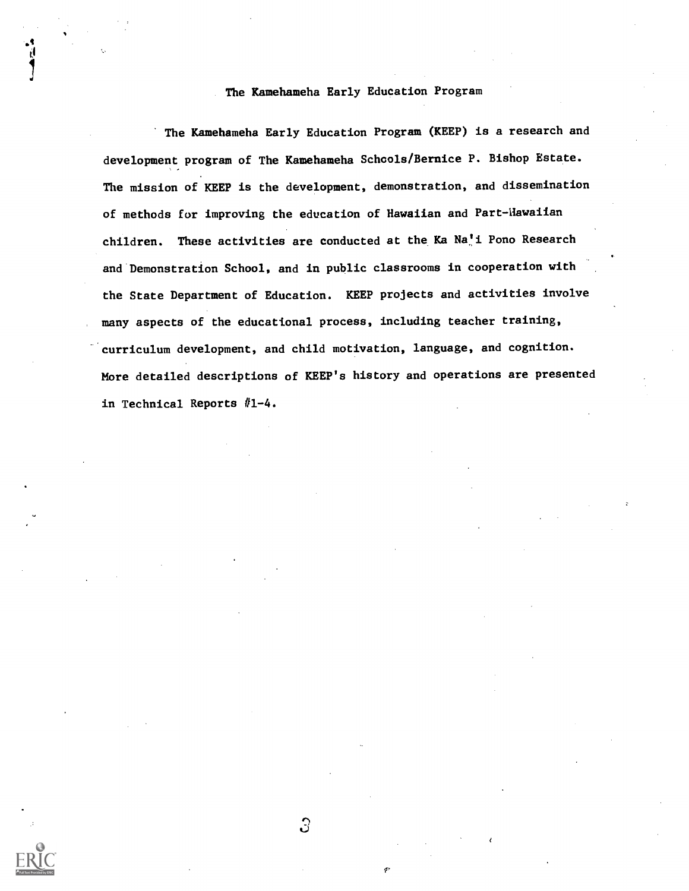# The Kamehameha Early Education Program

The Kamehameha Early Education Program (KEEP) is a research and development program of The Kamehameha Schools/Bernice P. Bishop Estate. The mission of KEEP is the development, demonstration, and dissemination of methods for improving the education of Hawaiian and Part-Hawaiian children. These activities are conducted at the Ka Na'i Pono Research and Demonstration School, and in public classrooms in cooperation with the State Department of Education. KEEP projects and activities involve many aspects of the educational process, including teacher training, curriculum development, and child motivation, language, and cognition. More detailed descriptions of KEEP's history and operations are presented in Technical Reports #1-4.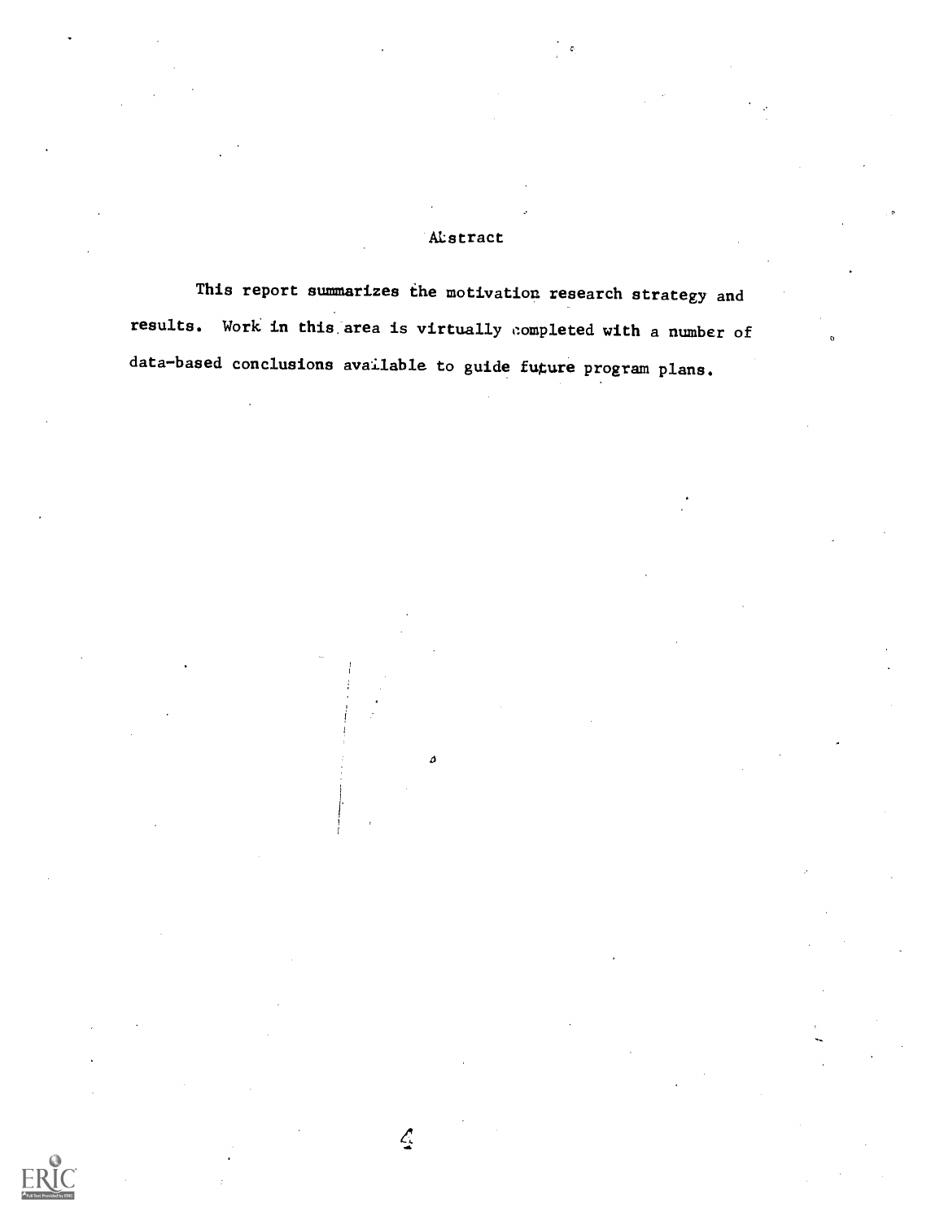## Abstract

This report summarizes the motivation research strategy and results. Work in this area is virtually completed with a number of data-based conclusions available to guide future program plans.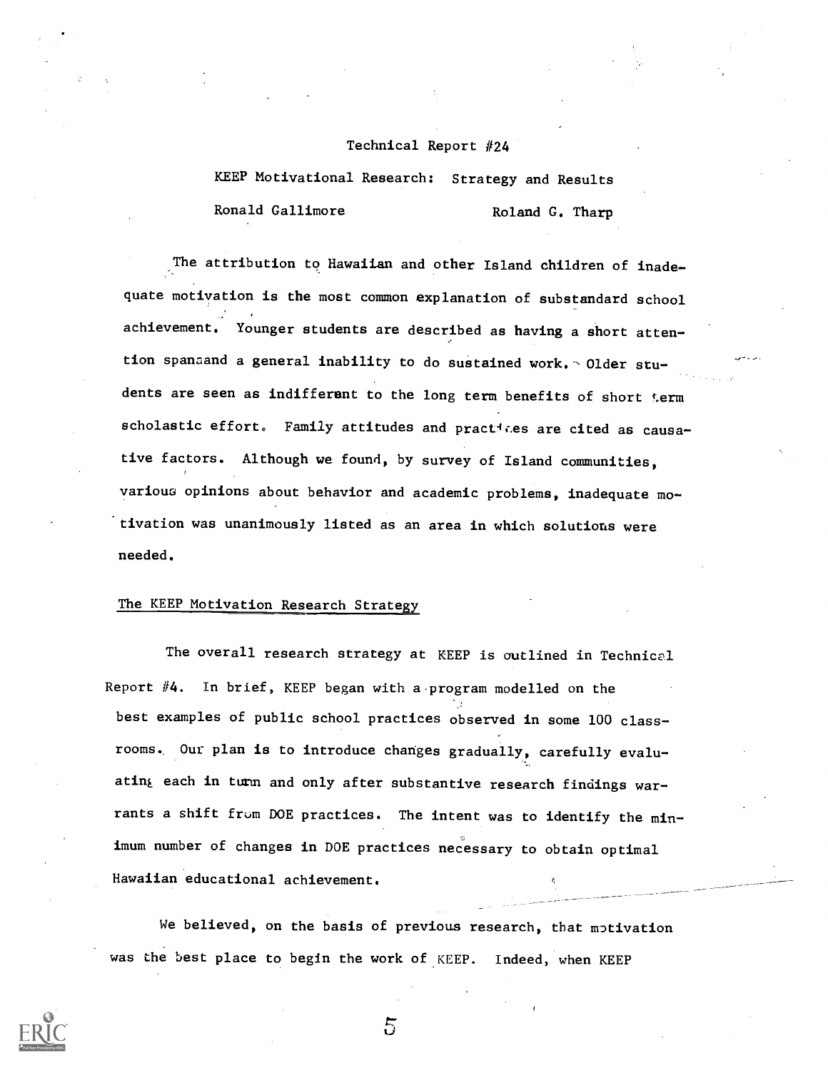Technical Report #24

# KEEP Motivational Research: Strategy and Results

Ronald Gallimore    Roland G. Tharp

The attribution to Hawaiian and other Island children of inadequate motivation is the most common explanation of substandard school achievement. Younger students are described as having a short attention span and a general inability to do sustained work. Older students are seen as indifferent to the long term benefits of short term scholastic effort. Family attitudes and practices are cited as causative factors. Although we found, by survey of Island communities, various opinions about behavior and academic problems, inadequate motivation was unanimously listed as an area in which solutions were needed.

## The KEEP Motivation Research Strategy

The overall research strategy at KEEP is outlined in Technical Report #4. In brief, KEEP began with a program modelled on the best examples of public school practices observed in some 100 classrooms. Our plan is to introduce changes gradually, carefully evaluating each in turn and only after substantive research findings warrants a shift from DOE practices. The intent was to identify the minimum number of changes in DOE practices necessary to obtain optimal Hawaiian educational achievement.

We believed, on the basis of previous research, that motivation was the best place to begin the work of KEEP. Indeed, when KEEP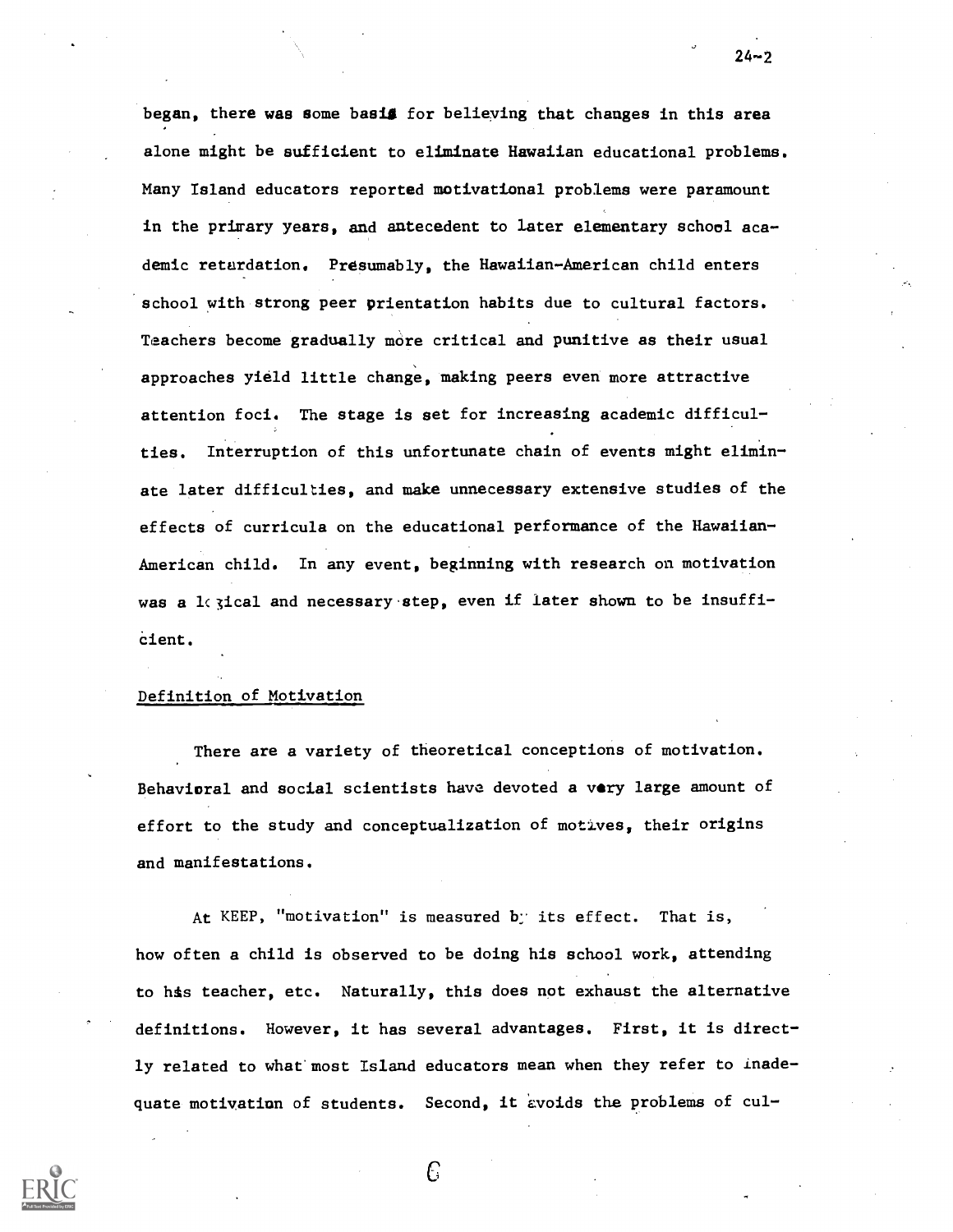began, there was some basis for believing that changes in this area alone might be sufficient to eliminate Hawaiian educational problems. Many Island educators reported motivational problems were paramount in the primary years, and antecedent to later elementary school academic retardation. Presumably, the Hawaiian-American child enters school with strong peer orientation habits due to cultural factors. Teachers become gradually more critical and punitive as their usual approaches yield little change, making peers even more attractive attention foci. The stage is set for increasing academic difficulties. Interruption of this unfortunate chain of events might eliminate later difficulties, and make unnecessary extensive studies of the effects of curricula on the educational performance of the Hawaiian-American child. In any event, beginning with research on motivation was a logical and necessary step, even if later shown to be insufficient.

## Definition of Motivation

There are a variety of theoretical conceptions of motivation. Behavioral and social scientists have devoted a very large amount of effort to the study and conceptualization of motives, their origins and manifestations.

At KEEP, "motivation" is measured by its effect. That is, how often a child is observed to be doing his school work, attending to his teacher, etc. Naturally, this does not exhaust the alternative definitions. However, it has several advantages. First, it is directly related to what most Island educators mean when they refer to inadequate motivation of students. Second, it avoids the problems of cul-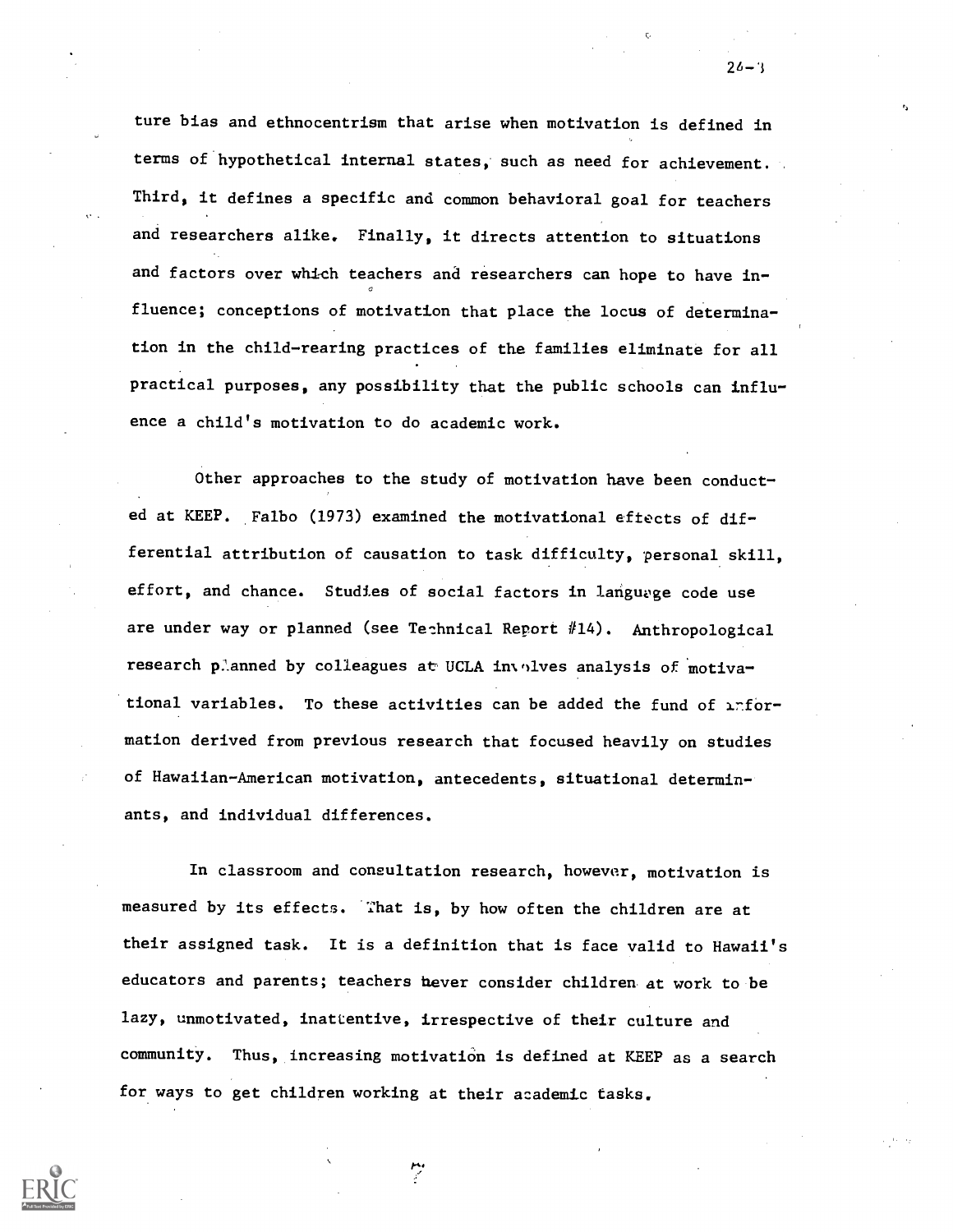ture bias and ethnocentrism that arise when motivation is defined in terms of hypothetical internal states, such as need for achievement. Third, it defines a specific and common behavioral goal for teachers and researchers alike. Finally, it directs attention to situations and factors over which teachers and researchers can hope to have influence; conceptions of motivation that place the locus of determination in the child-rearing practices of the families eliminate for all practical purposes, any possibility that the public schools can influence a child's motivation to do academic work.

Other approaches to the study of motivation have been conducted at KEEP. Falbo (1973) examined the motivational effects of differential attribution of causation to task difficulty, personal skill, effort, and chance. Studies of social factors in language code use are under way or planned (see Technical Report #14). Anthropological research planned by colleagues at UCLA involves analysis of motivational variables. To these activities can be added the fund of information derived from previous research that focused heavily on studies of Hawaiian-American motivation, antecedents, situational determinants, and individual differences.

In classroom and consultation research, however, motivation is measured by its effects. That is, by how often the children are at their assigned task. It is a definition that is face valid to Hawaii's educators and parents; teachers never consider children at work to be lazy, unmotivated, inattentive, irrespective of their culture and community. Thus, increasing motivation is defined at KEEP as a search for ways to get children working at their academic tasks.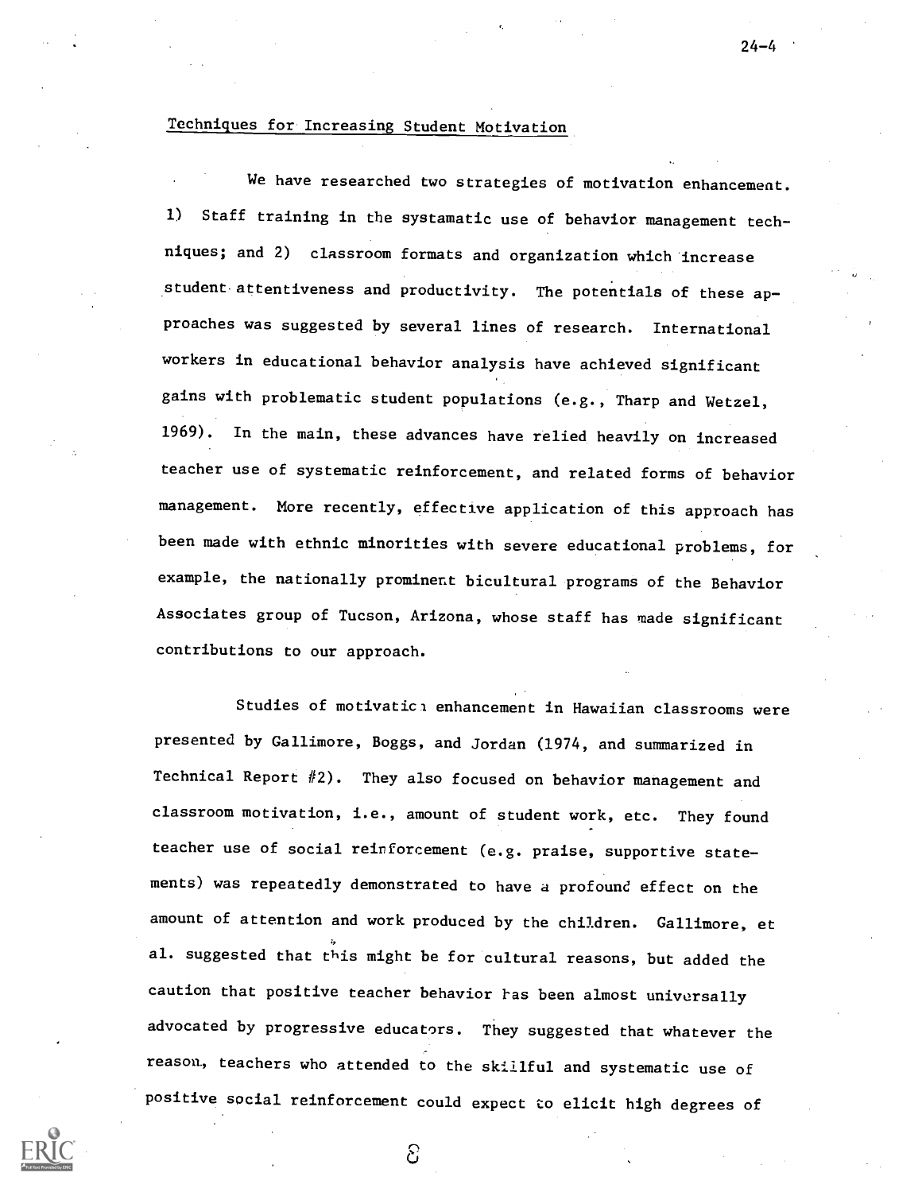## Techniques for Increasing Student Motivation

We have researched two strategies of motivation enhancement. 1) Staff training in the systamatic use of behavior management techniques; and 2) classroom formats and organization which increase student attentiveness and productivity. The potentials of these approaches was suggested by several lines of research. International workers in educational behavior analysis have achieved significant gains with problematic student populations (e.g., Tharp and Wetzel, 1969). In the main, these advances have relied heavily on increased teacher use of systematic reinforcement, and related forms of behavior management. More recently, effective application of this approach has been made with ethnic minorities with severe educational problems, for example, the nationally prominent bicultural programs of the Behavior Associates group of Tucson, Arizona, whose staff has made significant contributions to our approach.

Studies of motivation enhancement in Hawaiian classrooms were presented by Gallimore, Boggs, and Jordan (1974, and summarized in Technical Report #2). They also focused on behavior management and classroom motivation, i.e., amount of student work, etc. They found teacher use of social reinforcement (e.g. praise, supportive statements) was repeatedly demonstrated to have a profound effect on the amount of attention and work produced by the children. Gallimore, et al. suggested that this might be for cultural reasons, but added the caution that positive teacher behavior has been almost universally advocated by progressive educators. They suggested that whatever the reason, teachers who attended to the skillful and systematic use of positive social reinforcement could expect to elicit high degrees of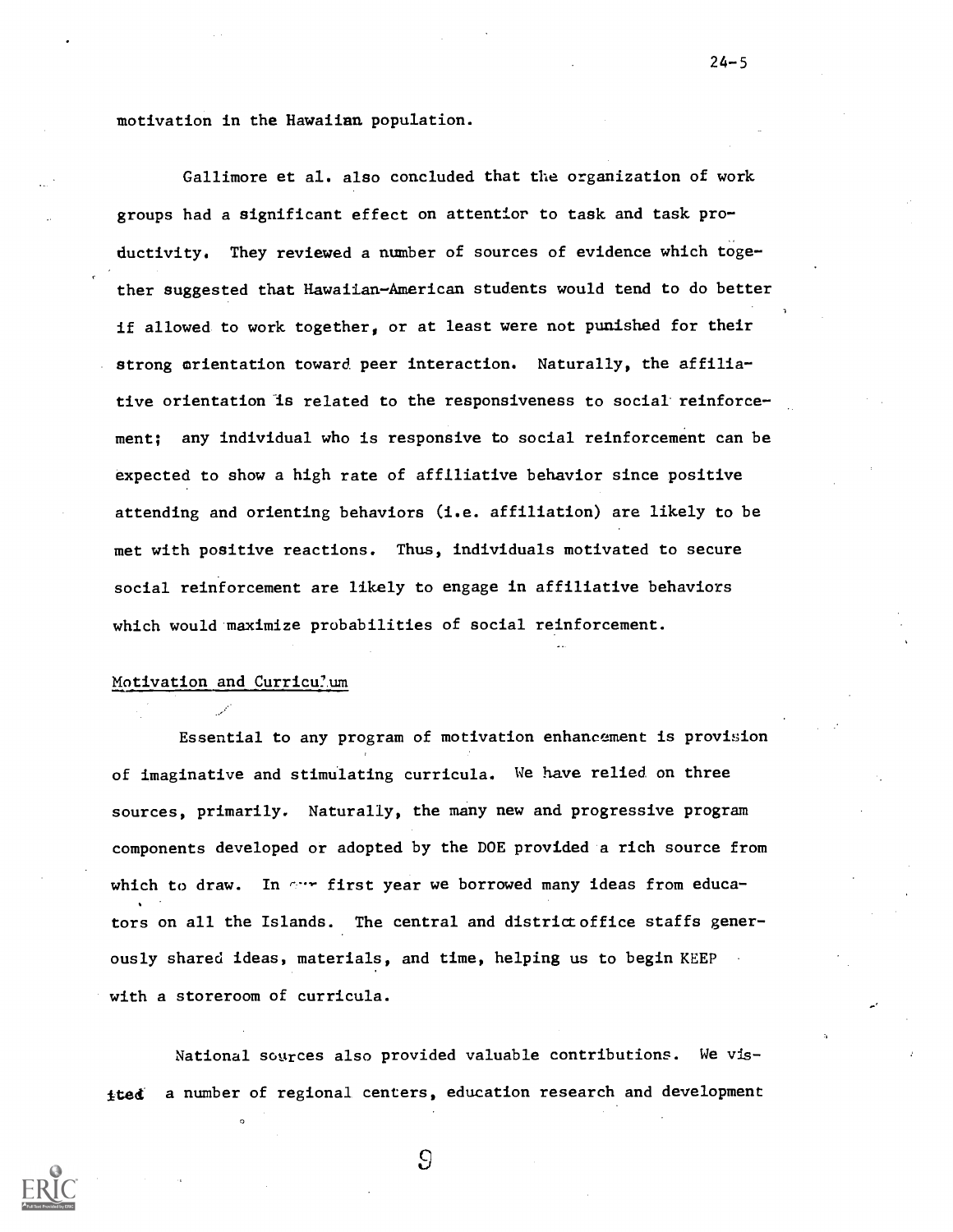motivation in the Hawaiian population.

Gallimore et al. also concluded that the organization of work groups had a significant effect on attention to task and task productivity. They reviewed a number of sources of evidence which together suggested that Hawaiian-American students would tend to do better if allowed to work together, or at least were not punished for their strong orientation toward peer interaction. Naturally, the affiliative orientation is related to the responsiveness to social reinforcement; any individual who is responsive to social reinforcement can be expected to show a high rate of affiliative behavior since positive attending and orienting behaviors (i.e. affiliation) are likely to be met with positive reactions. Thus, individuals motivated to secure social reinforcement are likely to engage in affiliative behaviors which would maximize probabilities of social reinforcement.

## Motivation and Curriculum

Essential to any program of motivation enhancement is provision of imaginative and stimulating curricula. We have relied on three sources, primarily. Naturally, the many new and progressive program components developed or adopted by the DOE provided a rich source from which to draw. In our first year we borrowed many ideas from educators on all the Islands. The central and district office staffs generously shared ideas, materials, and time, helping us to begin KEEP with a storeroom of curricula.

National sources also provided valuable contributions. We visited a number of regional centers, education research and development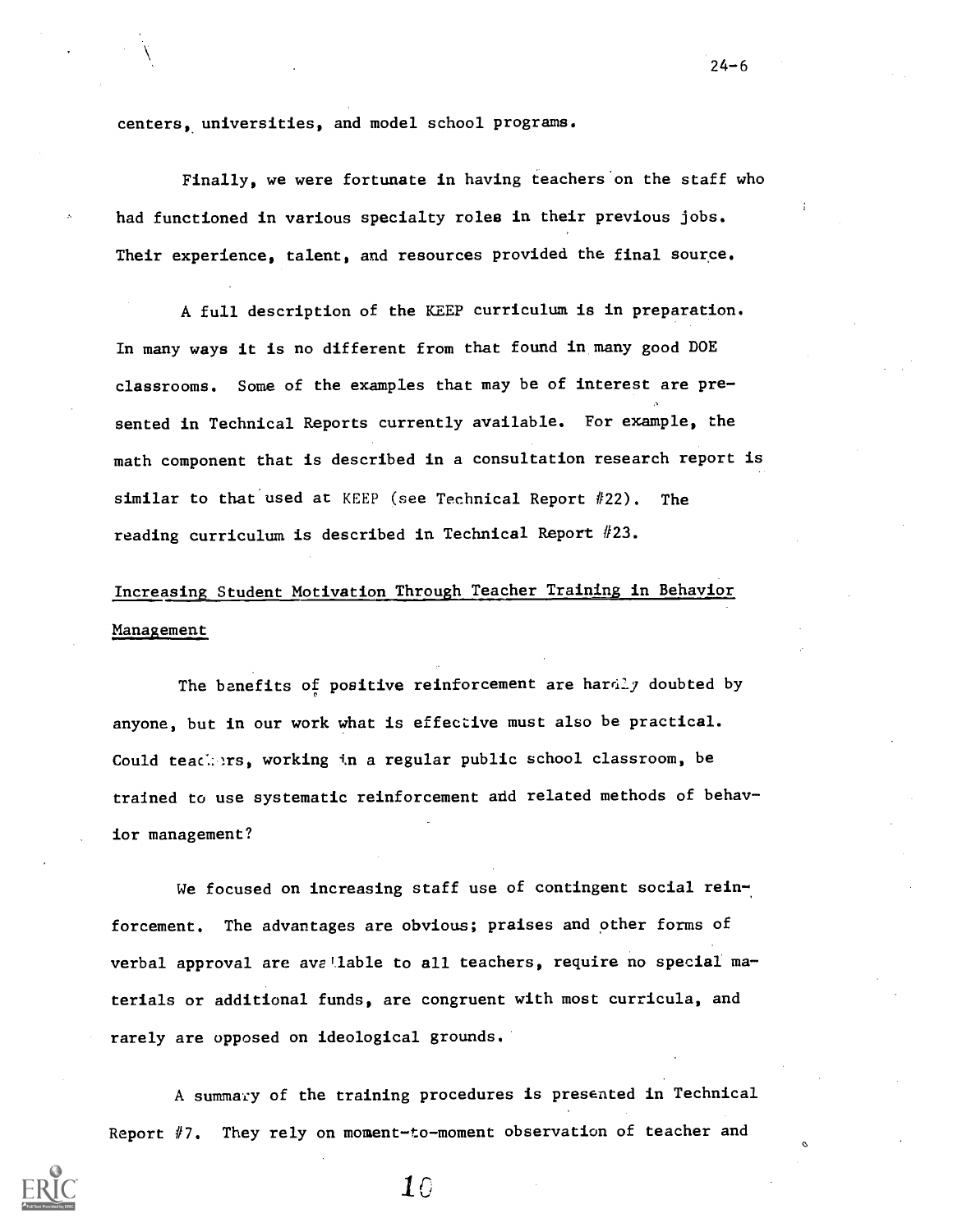centers, universities, and model school programs.

Finally, we were fortunate in having teachers on the staff who had functioned in various specialty roles in their previous jobs. Their experience, talent, and resources provided the final source.

A full description of the KEEP curriculum is in preparation. In many ways it is no different from that found in many good DOE classrooms. Some of the examples that may be of interest are presented in Technical Reports currently available. For example, the math component that is described in a consultation research report is similar to that used at KEEP (see Technical Report #22). The reading curriculum is described in Technical Report #23.

## Increasing Student Motivation Through Teacher Training in Behavior Management

The benefits of positive reinforcement are hardly doubted by anyone, but in our work what is effective must also be practical. Could teachers, working in a regular public school classroom, be trained to use systematic reinforcement and related methods of behavior management?

We focused on increasing staff use of contingent social reinforcement. The advantages are obvious; praises and other forms of verbal approval are available to all teachers, require no special materials or additional funds, are congruent with most curricula, and rarely are opposed on ideological grounds.

A summary of the training procedures is presented in Technical Report #7. They rely on moment-to-moment observation of teacher and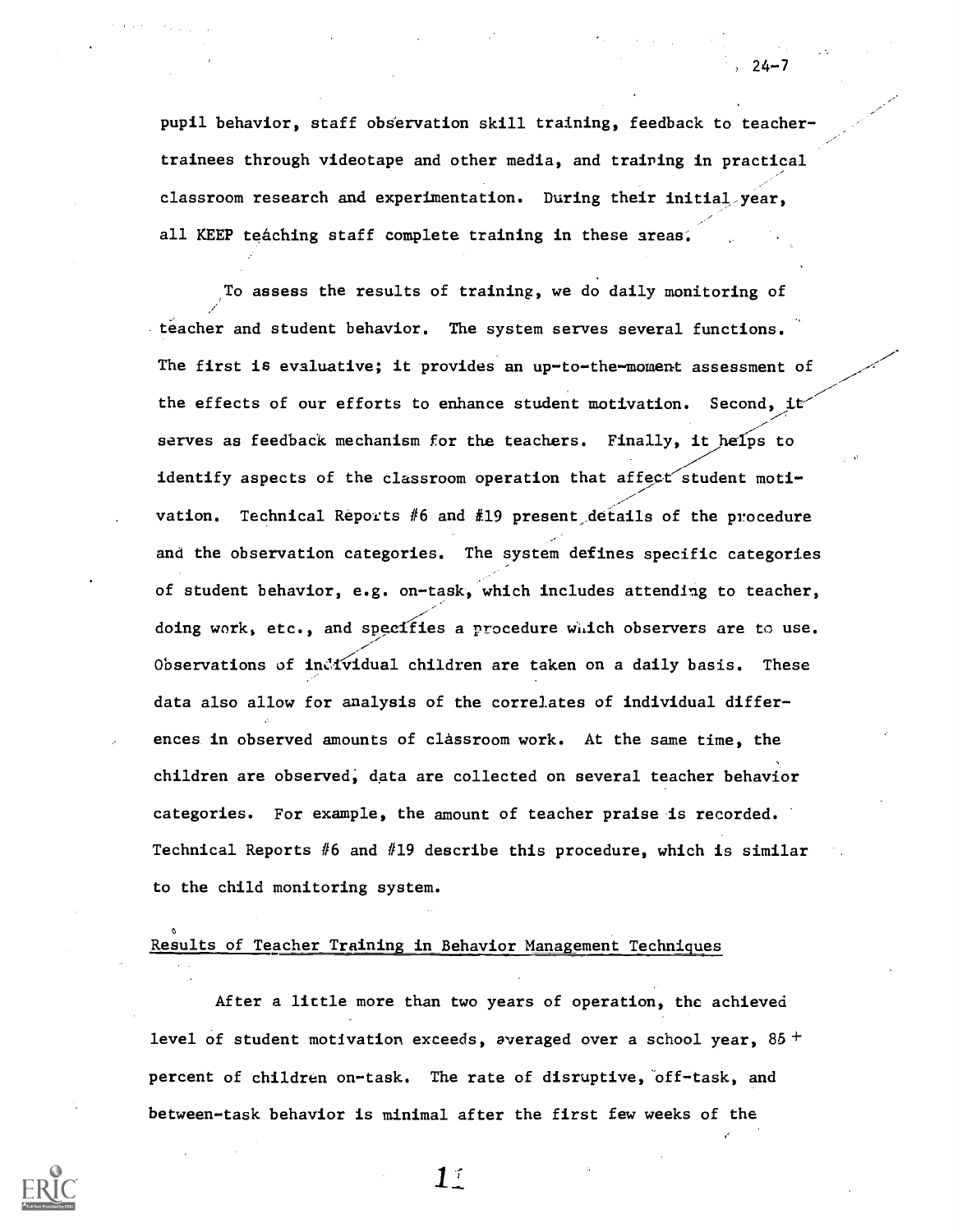pupil behavior, staff observation skill training, feedback to teacher-trainees through videotape and other media, and training in practical classroom research and experimentation. During their initial year, all KEEP teaching staff complete training in these areas.

To assess the results of training, we do daily monitoring of teacher and student behavior. The system serves several functions. The first is evaluative; it provides an up-to-the-moment assessment of the effects of our efforts to enhance student motivation. Second, it serves as feedback mechanism for the teachers. Finally, it helps to identify aspects of the classroom operation that affect student motivation. Technical Reports #6 and #19 present details of the procedure and the observation categories. The system defines specific categories of student behavior, e.g. on-task, which includes attending to teacher, doing work, etc., and specifies a procedure which observers are to use. Observations of individual children are taken on a daily basis. These data also allow for analysis of the correlates of individual differences in observed amounts of classroom work. At the same time, the children are observed, data are collected on several teacher behavior categories. For example, the amount of teacher praise is recorded. Technical Reports #6 and #19 describe this procedure, which is similar to the child monitoring system.

## Results of Teacher Training in Behavior Management Techniques

After a little more than two years of operation, the achieved level of student motivation exceeds, averaged over a school year, 85 + percent of children on-task. The rate of disruptive, off-task, and between-task behavior is minimal after the first few weeks of the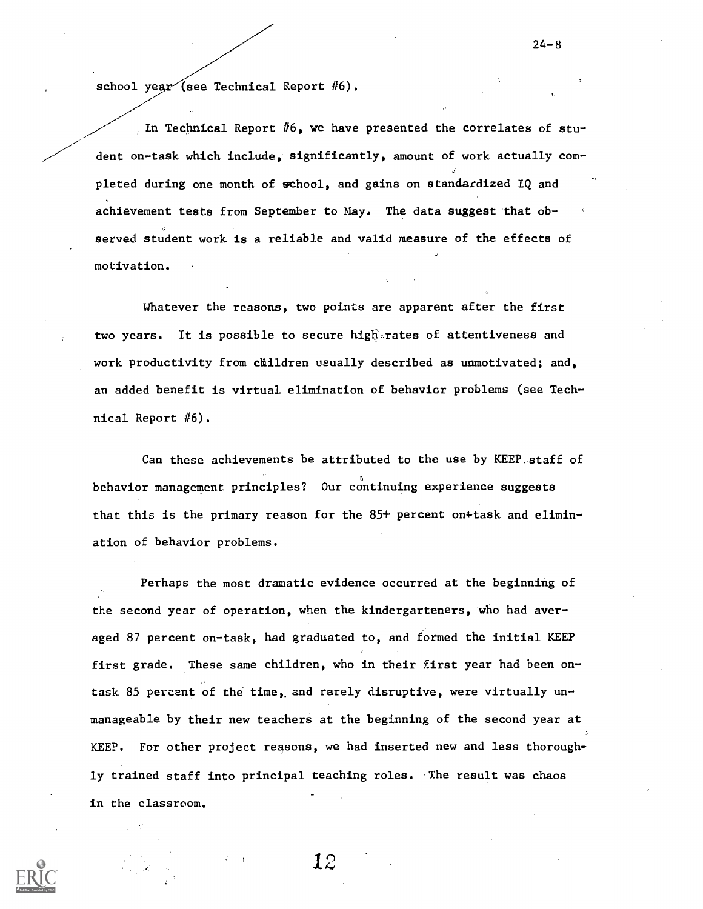school year (see Technical Report #6).

In Technical Report #6, we have presented the correlates of student on-task which include, significantly, amount of work actually completed during one month of school, and gains on standardized IQ and achievement tests from September to May. The data suggest that observed student work is a reliable and valid measure of the effects of motivation.

Whatever the reasons, two points are apparent after the first two years. It is possible to secure high rates of attentiveness and work productivity from children usually described as unmotivated; and, an added benefit is virtual elimination of behavior problems (see Technical Report #6).

Can these achievements be attributed to the use by KEEP staff of behavior management principles? Our continuing experience suggests that this is the primary reason for the 85+ percent on-task and elimination of behavior problems.

Perhaps the most dramatic evidence occurred at the beginning of the second year of operation, when the kindergarteners, who had averaged 87 percent on-task, had graduated to, and formed the initial KEEP first grade. These same children, who in their first year had been on-task 85 percent of the time, and rarely disruptive, were virtually unmanageable by their new teachers at the beginning of the second year at KEEP. For other project reasons, we had inserted new and less thoroughly trained staff into principal teaching roles. The result was chaos in the classroom.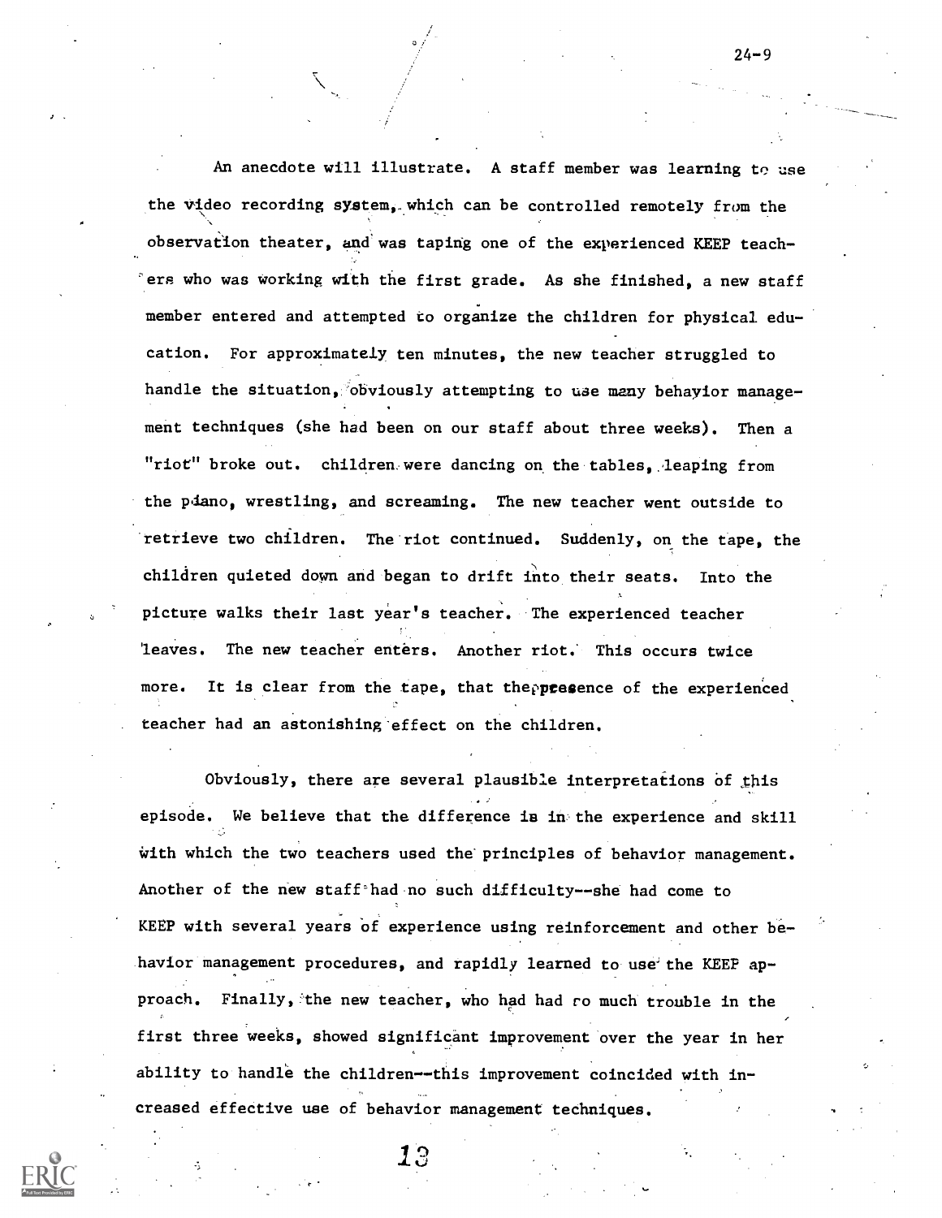An anecdote will illustrate. A staff member was learning to use the video recording system, which can be controlled remotely from the observation theater, and was taping one of the experienced KEEP teachers who was working with the first grade. As she finished, a new staff member entered and attempted to organize the children for physical education. For approximately ten minutes, the new teacher struggled to handle the situation, obviously attempting to use many behavior management techniques (she had been on our staff about three weeks). Then a "riot" broke out. children were dancing on the tables, leaping from the piano, wrestling, and screaming. The new teacher went outside to retrieve two children. The riot continued. Suddenly, on the tape, the children quieted down and began to drift into their seats. Into the picture walks their last year's teacher. The experienced teacher leaves. The new teacher enters. Another riot. This occurs twice more. It is clear from the tape, that the presence of the experienced teacher had an astonishing effect on the children.

Obviously, there are several plausible interpretations of this episode. We believe that the difference is in the experience and skill with which the two teachers used the principles of behavior management. Another of the new staff had no such difficulty--she had come to KEEP with several years of experience using reinforcement and other behavior management procedures, and rapidly learned to use the KEEP approach. Finally, the new teacher, who had had so much trouble in the first three weeks, showed significant improvement over the year in her ability to handle the children--this improvement coincided with increased effective use of behavior management techniques.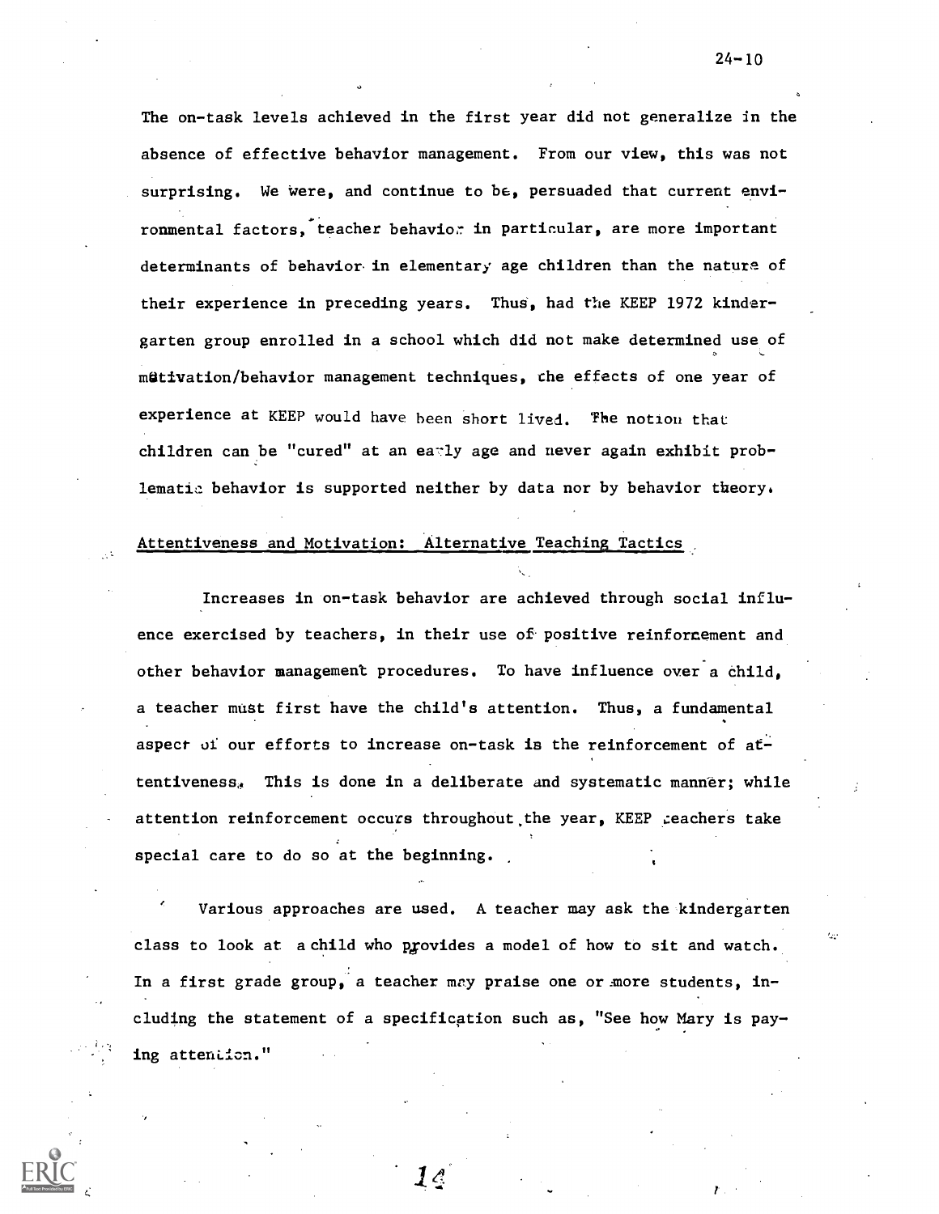The on-task levels achieved in the first year did not generalize in the absence of effective behavior management. From our view, this was not surprising. We were, and continue to be, persuaded that current environmental factors, teacher behavior in particular, are more important determinants of behavior in elementary age children than the nature of their experience in preceding years. Thus, had the KEEP 1972 kindergarten group enrolled in a school which did not make determined use of motivation/behavior management techniques, the effects of one year of experience at KEEP would have been short lived. The notion that children can be "cured" at an early age and never again exhibit problematic behavior is supported neither by data nor by behavior theory.

## Attentiveness and Motivation: Alternative Teaching Tactics

Increases in on-task behavior are achieved through social influence exercised by teachers, in their use of positive reinforcement and other behavior management procedures. To have influence over a child, a teacher must first have the child's attention. Thus, a fundamental aspect of our efforts to increase on-task is the reinforcement of attentiveness. This is done in a deliberate and systematic manner; while attention reinforcement occurs throughout the year, KEEP teachers take special care to do so at the beginning.

Various approaches are used. A teacher may ask the kindergarten class to look at a child who provides a model of how to sit and watch. In a first grade group, a teacher may praise one or more students, including the statement of a specification such as, "See how Mary is paying attention."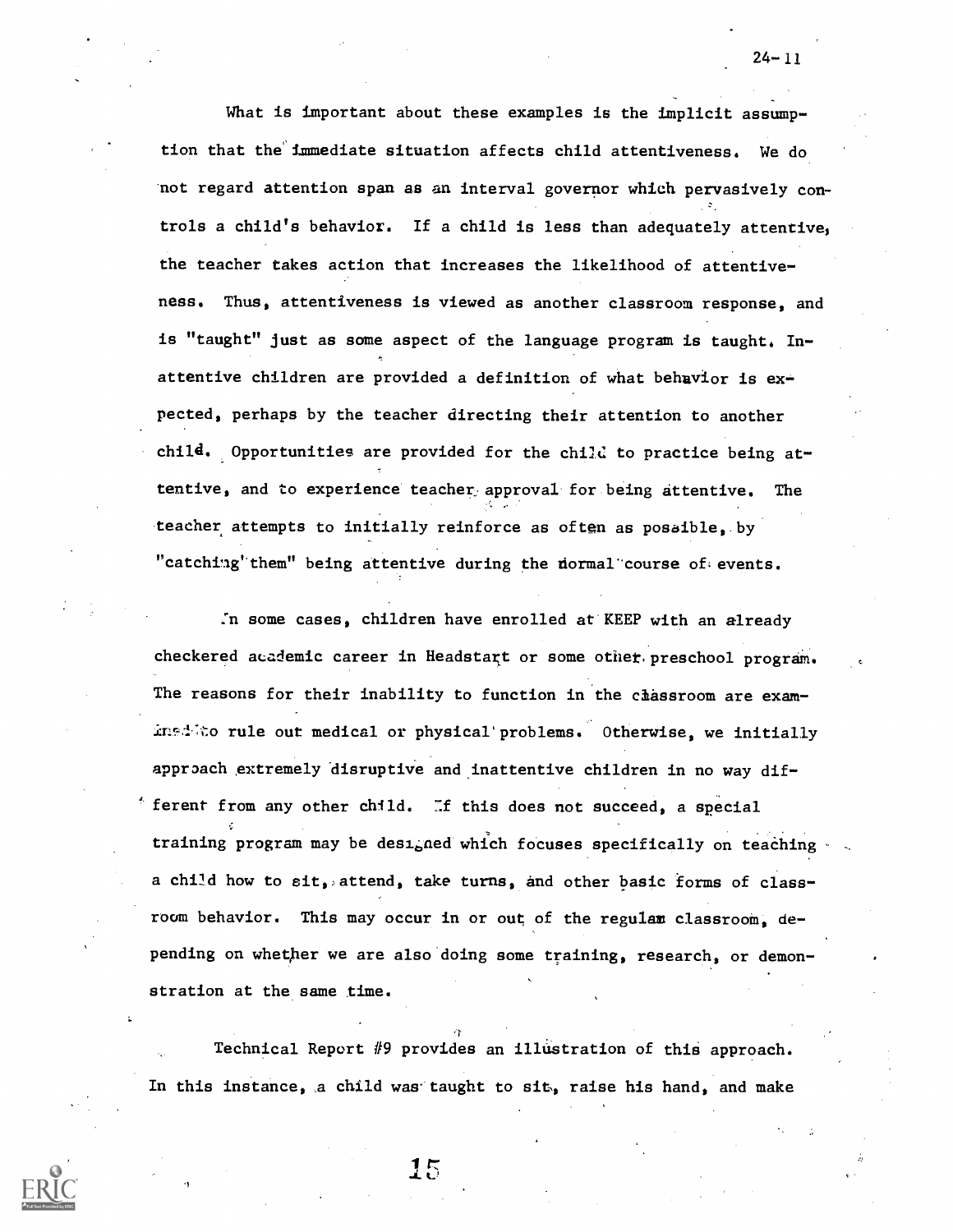What is important about these examples is the implicit assumption that the immediate situation affects child attentiveness. We do not regard attention span as an interval governor which pervasively controls a child's behavior. If a child is less than adequately attentive, the teacher takes action that increases the likelihood of attentiveness. Thus, attentiveness is viewed as another classroom response, and is "taught" just as some aspect of the language program is taught. Inattentive children are provided a definition of what behavior is expected, perhaps by the teacher directing their attention to another child. Opportunities are provided for the child to practice being attentive, and to experience teacher approval for being attentive. The teacher attempts to initially reinforce as often as possible, by "catching them" being attentive during the normal course of events.

In some cases, children have enrolled at KEEP with an already checkered academic career in Headstart or some other preschool program. The reasons for their inability to function in the classroom are examined to rule out medical or physical problems. Otherwise, we initially approach extremely disruptive and inattentive children in no way different from any other child. If this does not succeed, a special training program may be designed which focuses specifically on teaching a child how to sit, attend, take turns, and other basic forms of classroom behavior. This may occur in or out of the regular classroom, depending on whether we are also doing some training, research, or demonstration at the same time.

Technical Report #9 provides an illustration of this approach. In this instance, a child was taught to sit, raise his hand, and make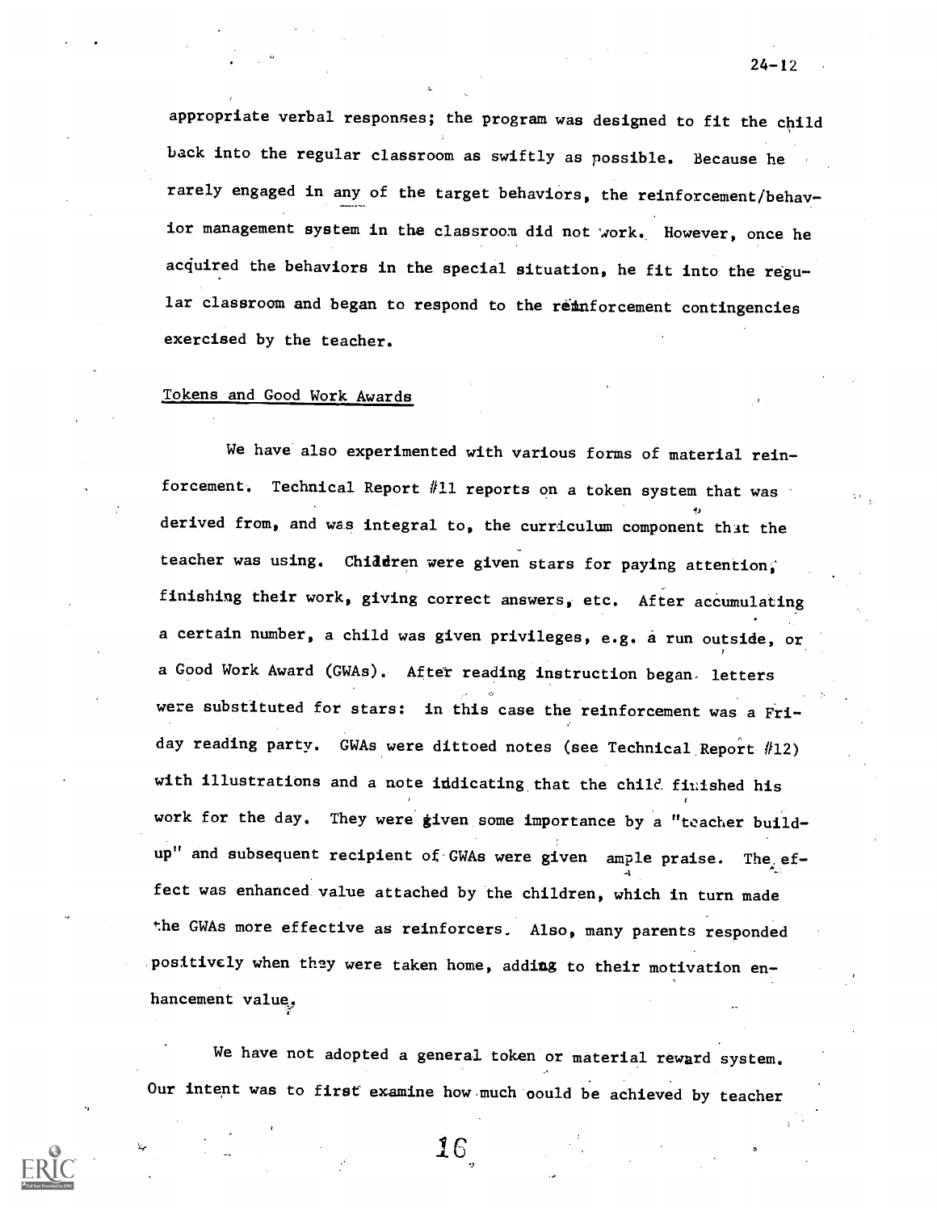appropriate verbal responses; the program was designed to fit the child back into the regular classroom as swiftly as possible. Because he rarely engaged in any of the target behaviors, the reinforcement/behavior management system in the classroom did not work. However, once he acquired the behaviors in the special situation, he fit into the regular classroom and began to respond to the reinforcement contingencies exercised by the teacher.

## Tokens and Good Work Awards

We have also experimented with various forms of material reinforcement. Technical Report #11 reports on a token system that was derived from, and was integral to, the curriculum component that the teacher was using. Children were given stars for paying attention, finishing their work, giving correct answers, etc. After accumulating a certain number, a child was given privileges, e.g. a run outside, or a Good Work Award (GWAs). After reading instruction began letters were substituted for stars: in this case the reinforcement was a Friday reading party. GWAs were dittoed notes (see Technical Report #12) with illustrations and a note indicating that the child finished his work for the day. They were given some importance by a "teacher build-up" and subsequent recipient of GWAs were given ample praise. The effect was enhanced value attached by the children, which in turn made the GWAs more effective as reinforcers. Also, many parents responded positively when they were taken home, adding to their motivation enhancement value.

We have not adopted a general token or material reward system. Our intent was to first examine how much could be achieved by teacher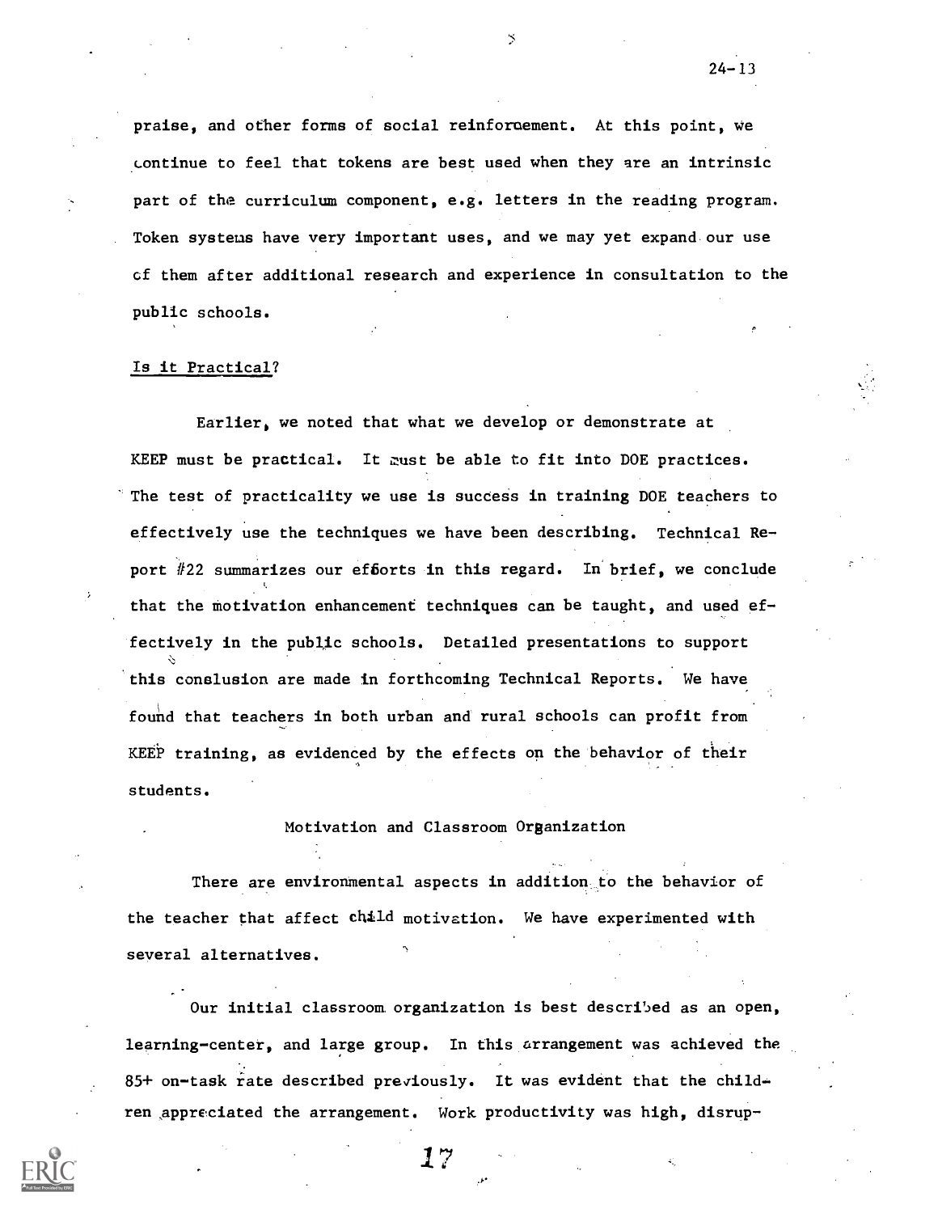praise, and other forms of social reinforcement. At this point, we continue to feel that tokens are best used when they are an intrinsic part of the curriculum component, e.g. letters in the reading program. Token systems have very important uses, and we may yet expand our use of them after additional research and experience in consultation to the public schools.

Is it Practical?

Earlier, we noted that what we develop or demonstrate at KEEP must be practical. It must be able to fit into DOE practices. The test of practicality we use is success in training DOE teachers to effectively use the techniques we have been describing. Technical Report #22 summarizes our efforts in this regard. In brief, we conclude that the motivation enhancement techniques can be taught, and used effectively in the public schools. Detailed presentations to support this conslusion are made in forthcoming Technical Reports. We have found that teachers in both urban and rural schools can profit from KEEP training, as evidenced by the effects on the behavior of their students.

## Motivation and Classroom Organization

There are environmental aspects in addition to the behavior of the teacher that affect child motivation. We have experimented with several alternatives.

Our initial classroom organization is best described as an open, learning-center, and large group. In this arrangement was achieved the 85+ on-task rate described previously. It was evident that the children appreciated the arrangement. Work productivity was high, disrup-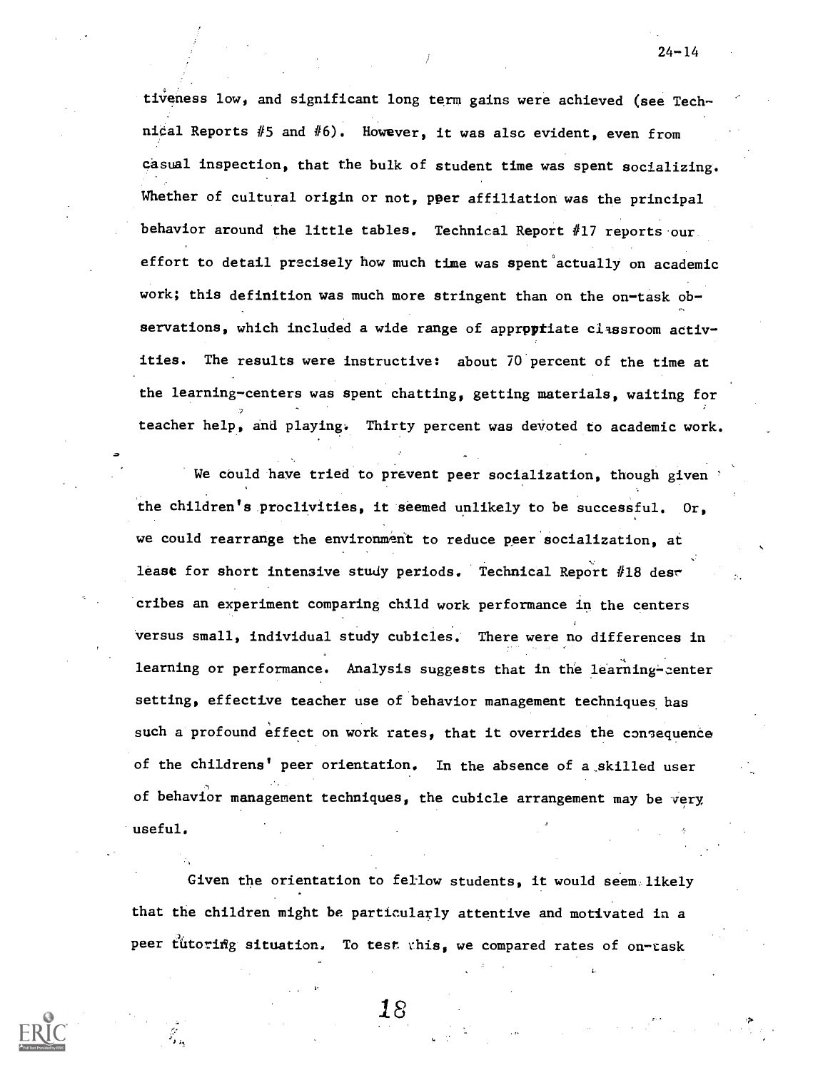tiveness low, and significant long term gains were achieved (see Technical Reports #5 and #6). However, it was also evident, even from casual inspection, that the bulk of student time was spent socializing. Whether of cultural origin or not, peer affiliation was the principal behavior around the little tables. Technical Report #17 reports our effort to detail precisely how much time was spent actually on academic work; this definition was much more stringent than on the on-task observations, which included a wide range of appropriate classroom activities. The results were instructive: about 70 percent of the time at the learning-centers was spent chatting, getting materials, waiting for teacher help, and playing. Thirty percent was devoted to academic work.

We could have tried to prevent peer socialization, though given the children's proclivities, it seemed unlikely to be successful. Or, we could rearrange the environment to reduce peer socialization, at least for short intensive study periods. Technical Report #18 describes an experiment comparing child work performance in the centers versus small, individual study cubicles. There were no differences in learning or performance. Analysis suggests that in the learning-center setting, effective teacher use of behavior management techniques has such a profound effect on work rates, that it overrides the consequence of the childrens' peer orientation. In the absence of a skilled user of behavior management techniques, the cubicle arrangement may be very useful.

Given the orientation to fellow students, it would seem likely that the children might be particularly attentive and motivated in a peer tutoring situation. To test this, we compared rates of on-task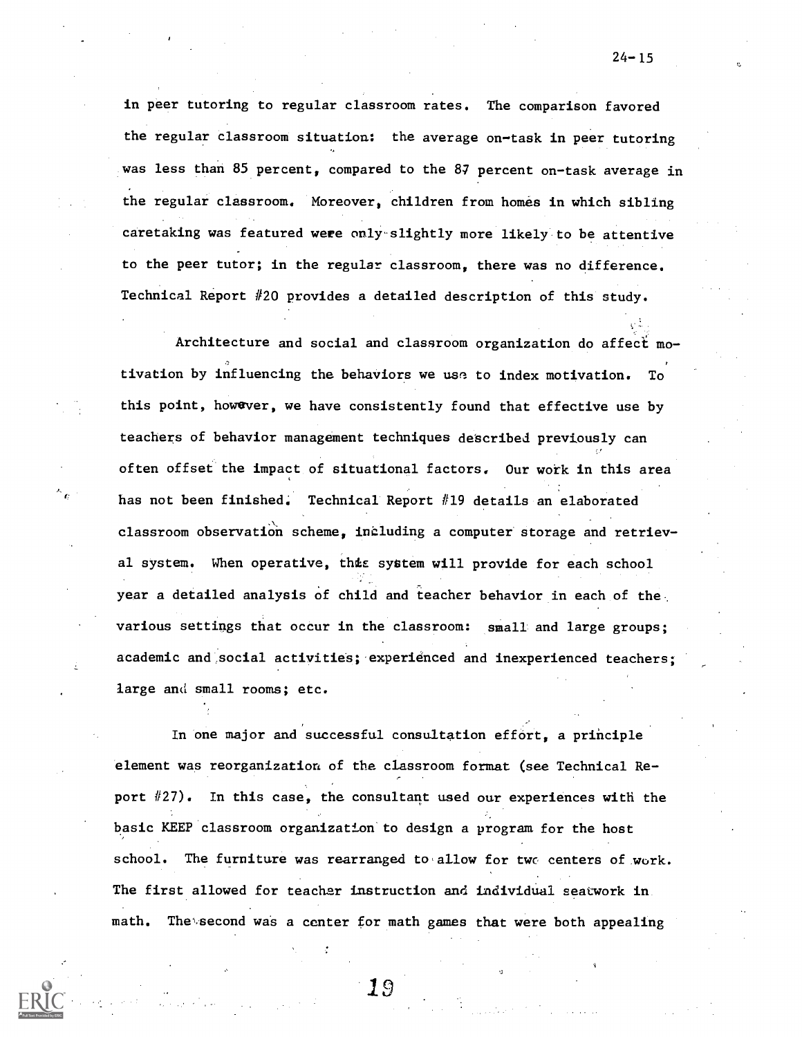in peer tutoring to regular classroom rates. The comparison favored the regular classroom situation: the average on-task in peer tutoring was less than 85 percent, compared to the 87 percent on-task average in the regular classroom. Moreover, children from homes in which sibling caretaking was featured were only slightly more likely to be attentive to the peer tutor; in the regular classroom, there was no difference. Technical Report #20 provides a detailed description of this study.

Architecture and social and classroom organization do affect motivation by influencing the behaviors we use to index motivation. To this point, however, we have consistently found that effective use by teachers of behavior management techniques described previously can often offset the impact of situational factors. Our work in this area has not been finished. Technical Report #19 details an elaborated classroom observation scheme, including a computer storage and retrieval system. When operative, this system will provide for each school year a detailed analysis of child and teacher behavior in each of the various settings that occur in the classroom: small and large groups; academic and social activities; experienced and inexperienced teachers; large and small rooms; etc.

In one major and successful consultation effort, a principle element was reorganization of the classroom format (see Technical Report #27). In this case, the consultant used our experiences with the basic KEEP classroom organization to design a program for the host school. The furniture was rearranged to allow for two centers of work. The first allowed for teacher instruction and individual seatwork in math. The second was a center for math games that were both appealing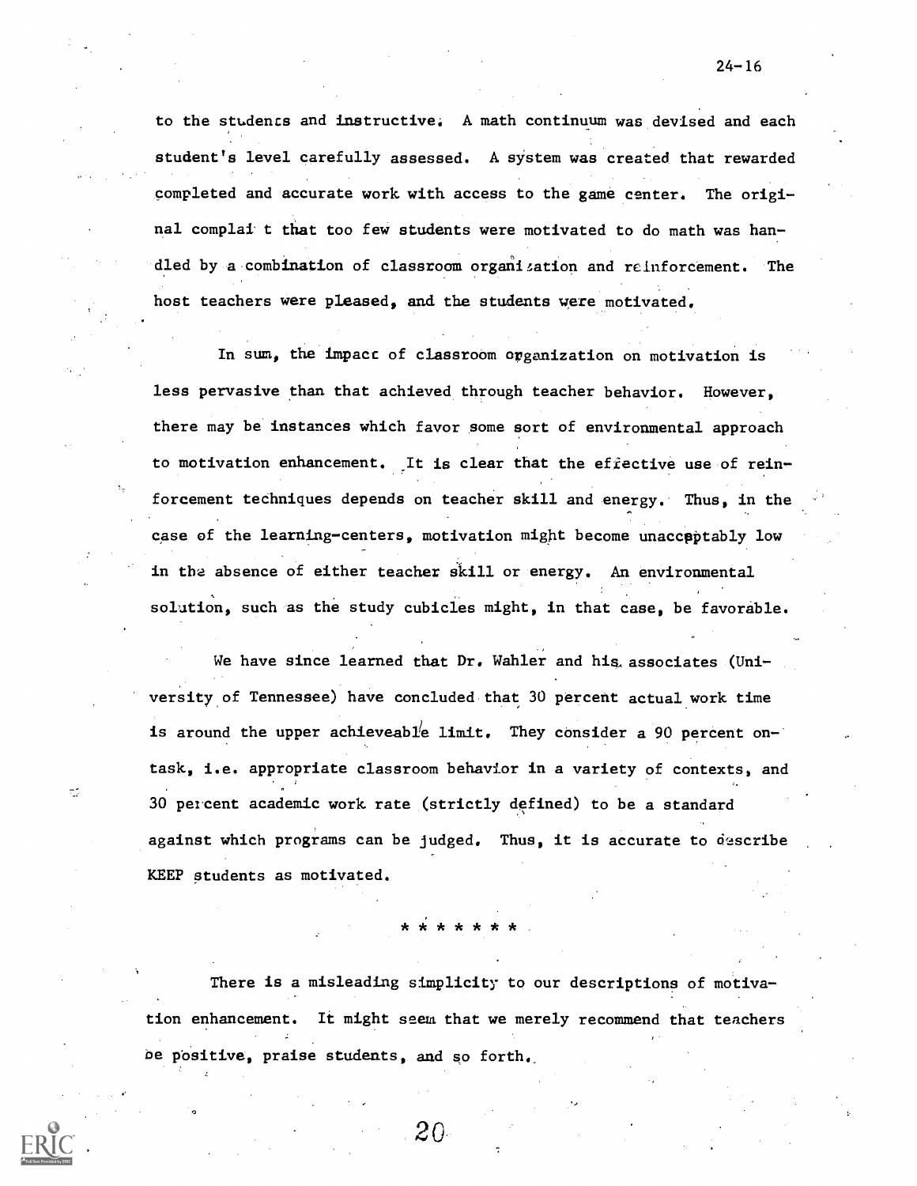to the students and instructive. A math continuum was devised and each student's level carefully assessed. A system was created that rewarded completed and accurate work with access to the game center. The original complaint that too few students were motivated to do math was handled by a combination of classroom organization and reinforcement. The host teachers were pleased, and the students were motivated.

In sum, the impact of classroom organization on motivation is less pervasive than that achieved through teacher behavior. However, there may be instances which favor some sort of environmental approach to motivation enhancement. It is clear that the effective use of reinforcement techniques depends on teacher skill and energy. Thus, in the case of the learning-centers, motivation might become unacceptably low in the absence of either teacher skill or energy. An environmental solution, such as the study cubicles might, in that case, be favorable.

We have since learned that Dr. Wahler and his associates (University of Tennessee) have concluded that 30 percent actual work time is around the upper achieveable limit. They consider a 90 percent on-task, i.e. appropriate classroom behavior in a variety of contexts, and 30 percent academic work rate (strictly defined) to be a standard against which programs can be judged. Thus, it is accurate to describe KEEP students as motivated.

\* \* \* \* \* \* \*

There is a misleading simplicity to our descriptions of motivation enhancement. It might seem that we merely recommend that teachers be positive, praise students, and so forth.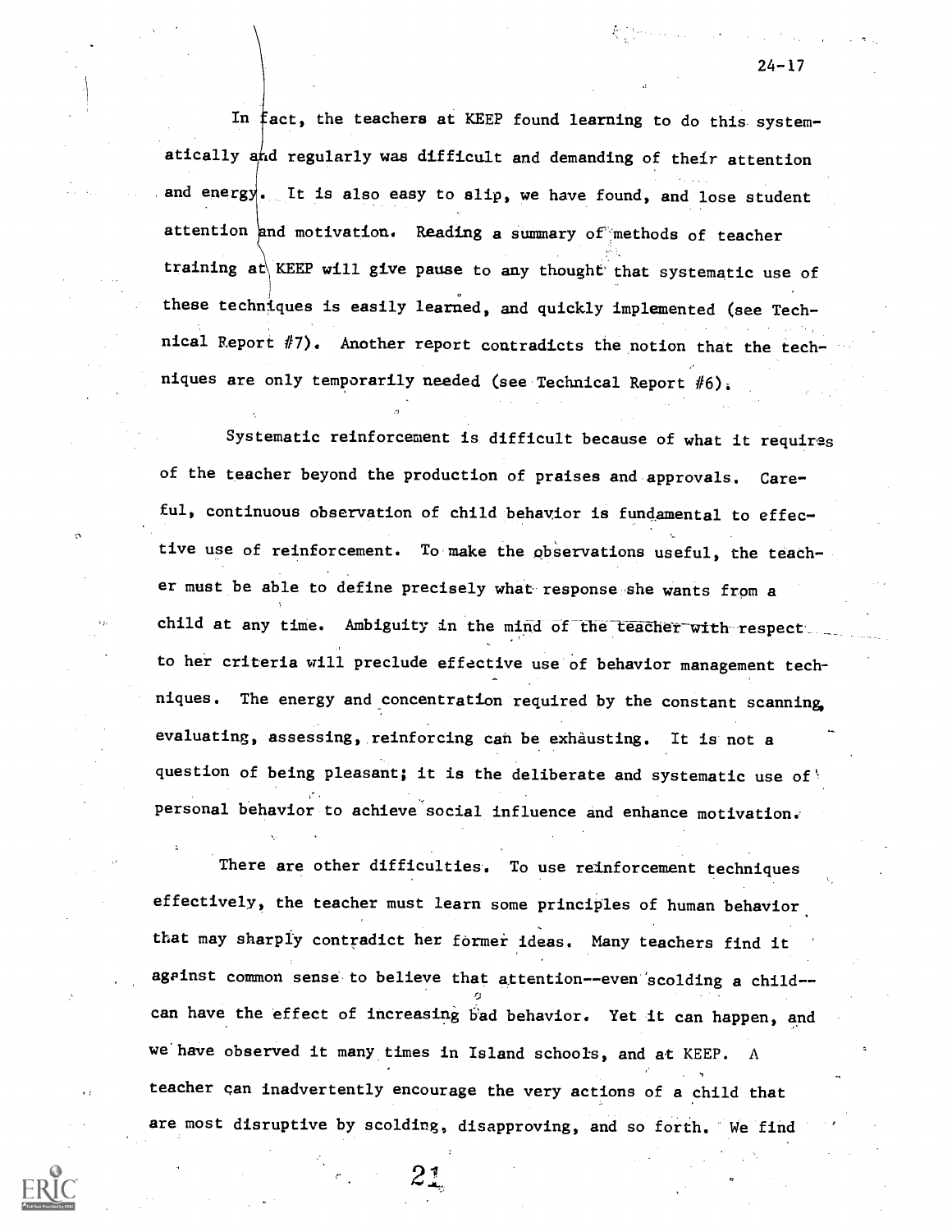In fact, the teachers at KEEP found learning to do this systematically and regularly was difficult and demanding of their attention and energy. It is also easy to slip, we have found, and lose student attention and motivation. Reading a summary of methods of teacher training at KEEP will give pause to any thought that systematic use of these techniques is easily learned, and quickly implemented (see Technical Report #7). Another report contradicts the notion that the techniques are only temporarily needed (see Technical Report #6).

Systematic reinforcement is difficult because of what it requires of the teacher beyond the production of praises and approvals. Careful, continuous observation of child behavior is fundamental to effective use of reinforcement. To make the observations useful, the teacher must be able to define precisely what response she wants from a child at any time. Ambiguity in the mind of the teacher with respect to her criteria will preclude effective use of behavior management techniques. The energy and concentration required by the constant scanning, evaluating, assessing, reinforcing can be exhausting. It is not a question of being pleasant; it is the deliberate and systematic use of personal behavior to achieve social influence and enhance motivation.

There are other difficulties. To use reinforcement techniques effectively, the teacher must learn some principles of human behavior that may sharply contradict her former ideas. Many teachers find it against common sense to believe that attention--even scolding a child--can have the effect of increasing bad behavior. Yet it can happen, and we have observed it many times in Island schools, and at KEEP. A teacher can inadvertently encourage the very actions of a child that are most disruptive by scolding, disapproving, and so forth. We find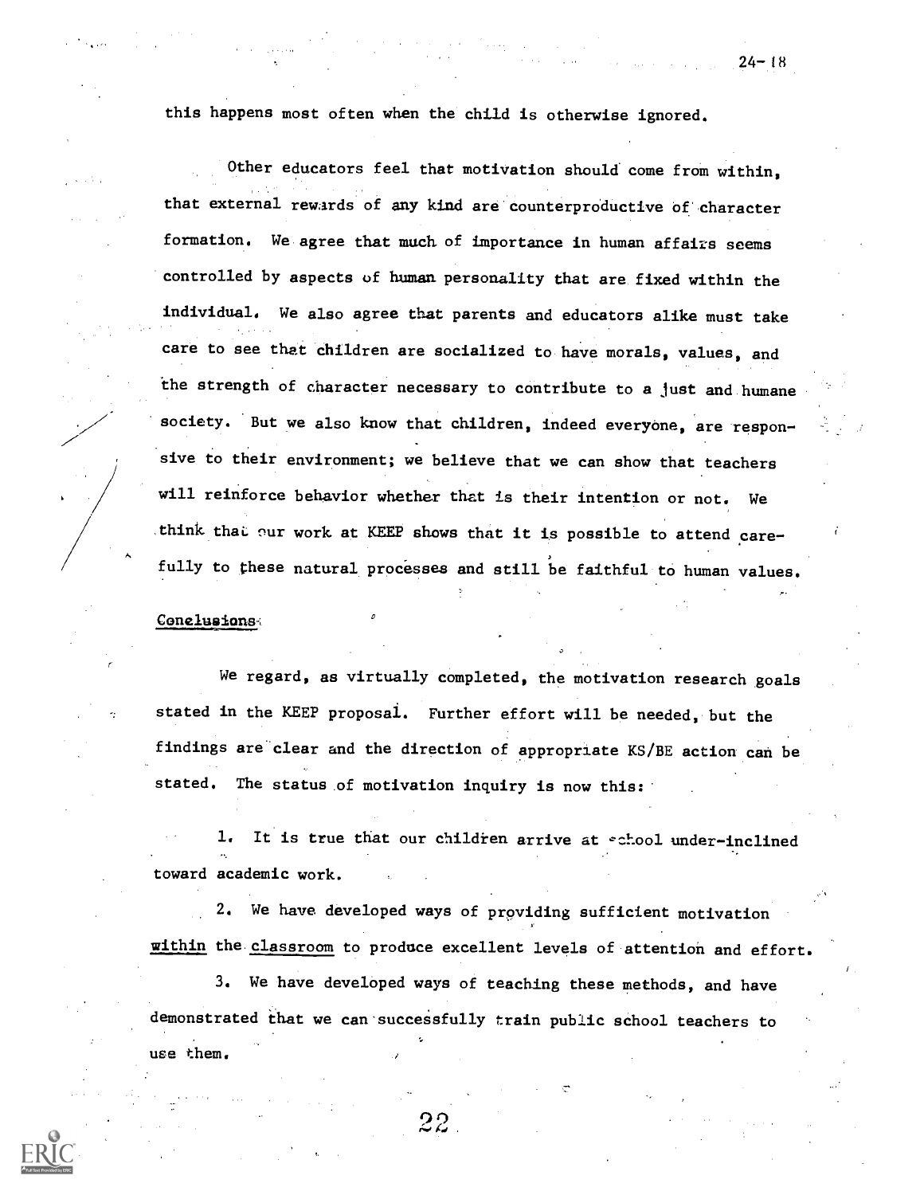this happens most often when the child is otherwise ignored.

Other educators feel that motivation should come from within, that external rewards of any kind are counterproductive of character formation. We agree that much of importance in human affairs seems controlled by aspects of human personality that are fixed within the individual. We also agree that parents and educators alike must take care to see that children are socialized to have morals, values, and the strength of character necessary to contribute to a just and humane society. But we also know that children, indeed everyone, are responsive to their environment; we believe that we can show that teachers will reinforce behavior whether that is their intention or not. We think that our work at KEEP shows that it is possible to attend carefully to these natural processes and still be faithful to human values.

## Conclusions

We regard, as virtually completed, the motivation research goals stated in the KEEP proposal. Further effort will be needed, but the findings are clear and the direction of appropriate KS/BE action can be stated. The status of motivation inquiry is now this:

1. It is true that our children arrive at school under-inclined toward academic work.

2. We have developed ways of providing sufficient motivation <u>within</u> the <u>classroom</u> to produce excellent levels of attention and effort.

3. We have developed ways of teaching these methods, and have demonstrated that we can successfully train public school teachers to use them.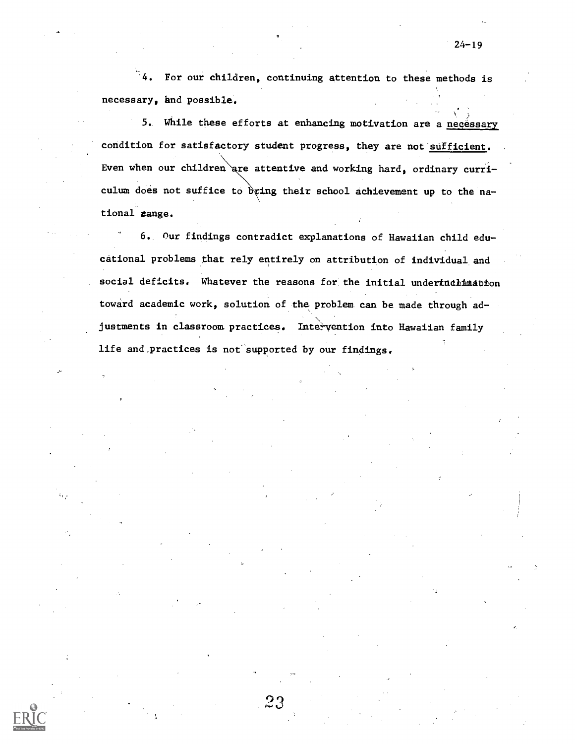4. For our children, continuing attention to these methods is necessary, and possible.

5. While these efforts at enhancing motivation are a <u>necessary</u> condition for satisfactory student progress, they are not <u>sufficient</u>. Even when our children are attentive and working hard, ordinary curriculum does not suffice to bring their school achievement up to the national range.

6. Our findings contradict explanations of Hawaiian child educational problems that rely entirely on attribution of individual and social deficits. Whatever the reasons for the initial underinclination toward academic work, solution of the problem can be made through adjustments in classroom practices. Intervention into Hawaiian family life and practices is not supported by our findings.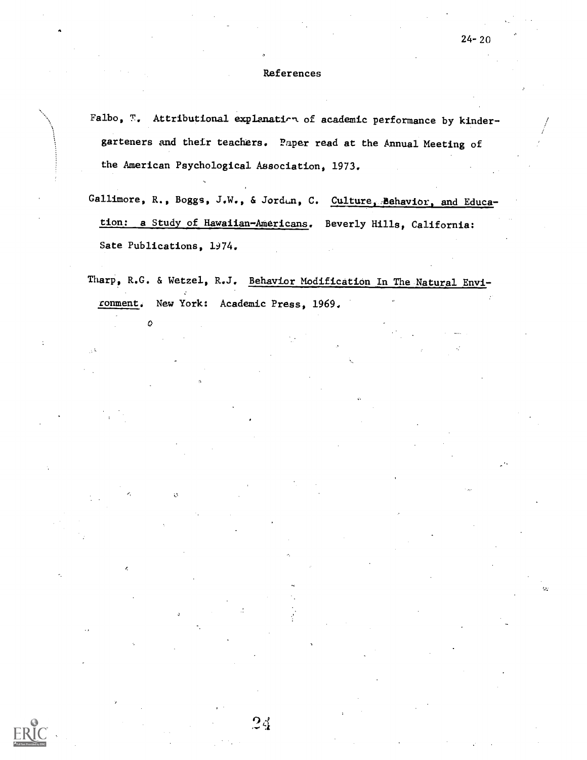## References

Falbo, T. Attributional explanation of academic performance by kindergarteners and their teachers. Paper read at the Annual Meeting of the American Psychological Association, 1973.

Gallimore, R., Boggs, J.W., & Jordan, C. Culture, Behavior, and Education: a Study of Hawaiian-Americans. Beverly Hills, California: Sate Publications, 1974.

Tharp, R.G. & Wetzel, R.J. Behavior Modification In The Natural Environment. New York: Academic Press, 1969.